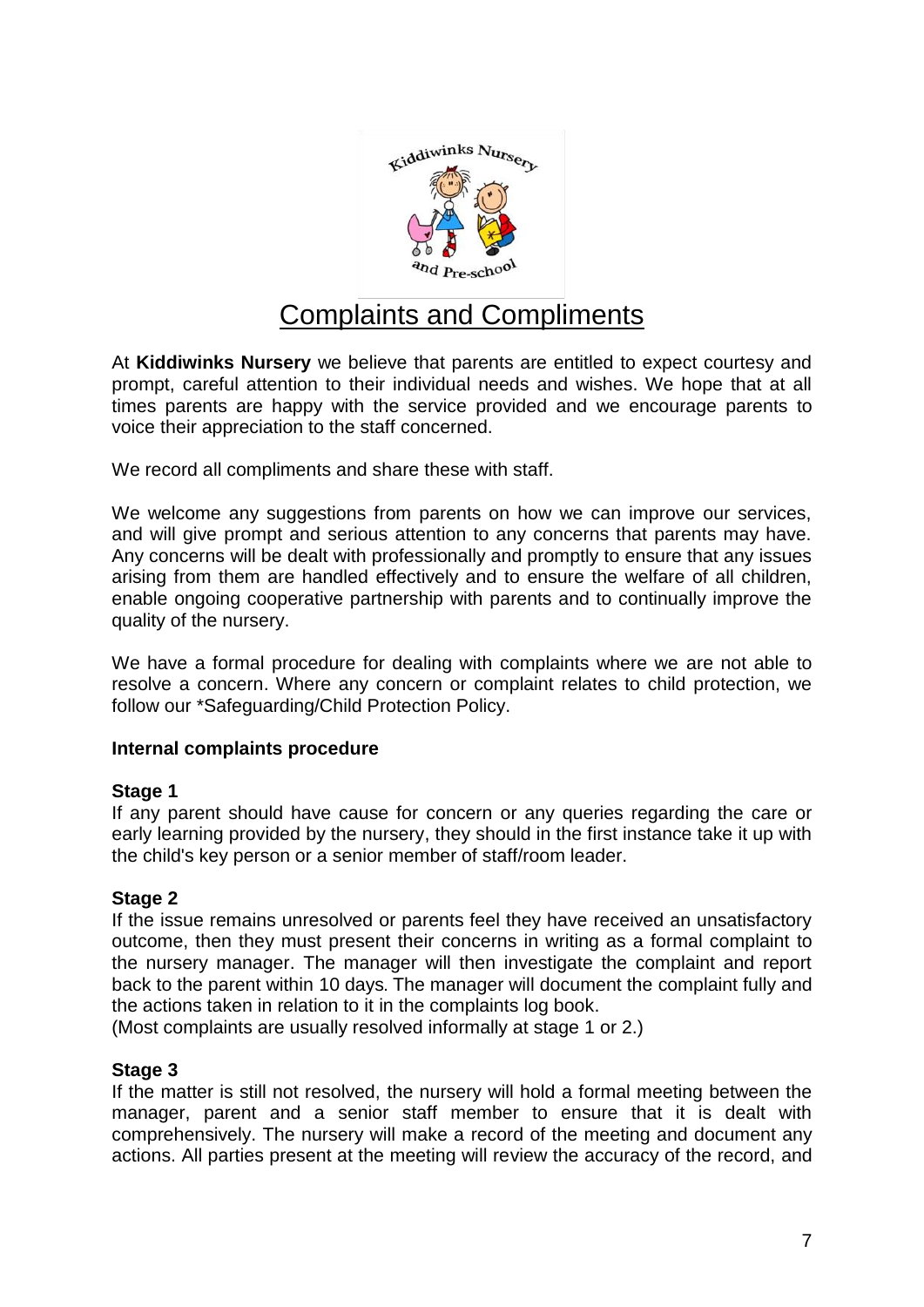// Kiddiwinks Nursery and Pre-school

# Complaints and Compliments

At **Kiddiwinks Nursery** we believe that parents are entitled to expect courtesy and prompt, careful attention to their individual needs and wishes. We hope that at all times parents are happy with the service provided and we encourage parents to voice their appreciation to the staff concerned.

We record all compliments and share these with staff.

We welcome any suggestions from parents on how we can improve our services, and will give prompt and serious attention to any concerns that parents may have. Any concerns will be dealt with professionally and promptly to ensure that any issues arising from them are handled effectively and to ensure the welfare of all children, enable ongoing cooperative partnership with parents and to continually improve the quality of the nursery.

We have a formal procedure for dealing with complaints where we are not able to resolve a concern. Where any concern or complaint relates to child protection, we follow our *Safeguarding/Child Protection Policy.

**Internal complaints procedure**

**Stage 1**

If any parent should have cause for concern or any queries regarding the care or early learning provided by the nursery, they should in the first instance take it up with the child's key person or a senior member of staff/room leader.

**Stage 2**

If the issue remains unresolved or parents feel they have received an unsatisfactory outcome, then they must present their concerns in writing as a formal complaint to the nursery manager. The manager will then investigate the complaint and report back to the parent within 10 days. The manager will document the complaint fully and the actions taken in relation to it in the complaints log book.

(Most complaints are usually resolved informally at stage 1 or 2.)

**Stage 3**

If the matter is still not resolved, the nursery will hold a formal meeting between the manager, parent and a senior staff member to ensure that it is dealt with comprehensively. The nursery will make a record of the meeting and document any actions. All parties present at the meeting will review the accuracy of the record, and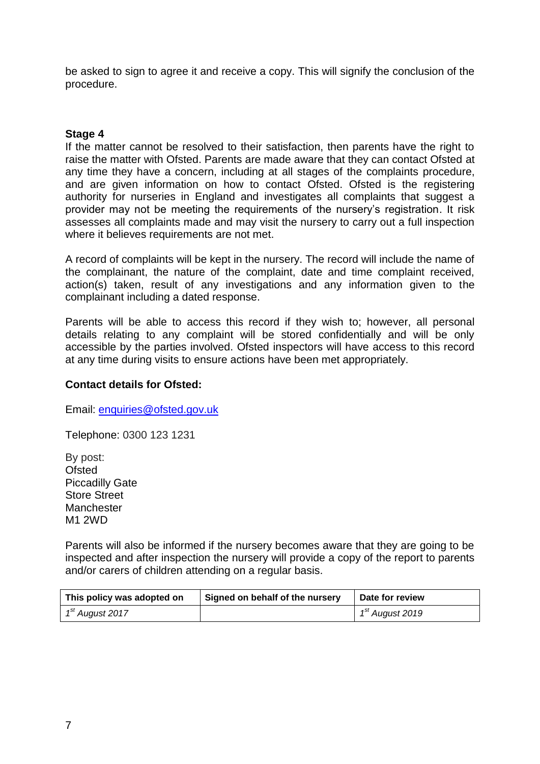be asked to sign to agree it and receive a copy. This will signify the conclusion of the procedure.

**Stage 4**

If the matter cannot be resolved to their satisfaction, then parents have the right to raise the matter with Ofsted. Parents are made aware that they can contact Ofsted at any time they have a concern, including at all stages of the complaints procedure, and are given information on how to contact Ofsted. Ofsted is the registering authority for nurseries in England and investigates all complaints that suggest a provider may not be meeting the requirements of the nursery's registration. It risk assesses all complaints made and may visit the nursery to carry out a full inspection where it believes requirements are not met.

A record of complaints will be kept in the nursery. The record will include the name of the complainant, the nature of the complaint, date and time complaint received, action(s) taken, result of any investigations and any information given to the complainant including a dated response.

Parents will be able to access this record if they wish to; however, all personal details relating to any complaint will be stored confidentially and will be only accessible by the parties involved. Ofsted inspectors will have access to this record at any time during visits to ensure actions have been met appropriately.

**Contact details for Ofsted:**

Email: enquiries@ofsted.gov.uk

Telephone: 0300 123 1231

By post:
Ofsted
Piccadilly Gate
Store Street
Manchester
M1 2WD

Parents will also be informed if the nursery becomes aware that they are going to be inspected and after inspection the nursery will provide a copy of the report to parents and/or carers of children attending on a regular basis.

| This policy was adopted on | Signed on behalf of the nursery | Date for review |
|---|---|---|
| *1st August 2017* | | *1st August 2019* |